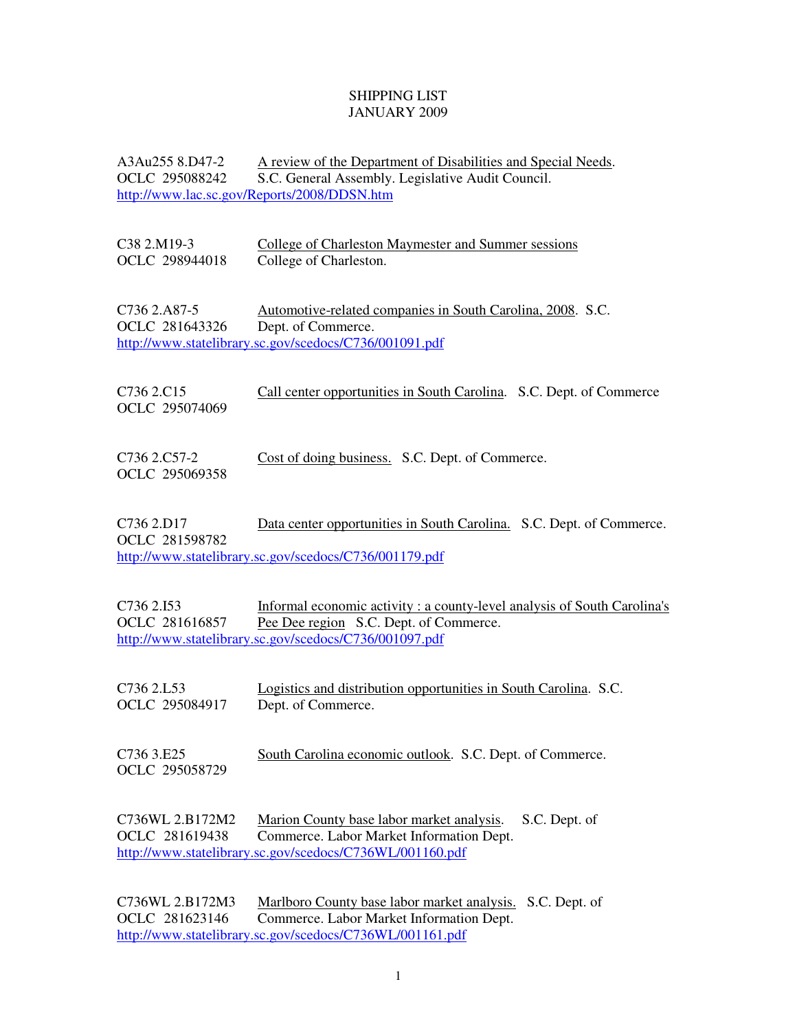SHIPPING LIST
JANUARY 2009

A3Au255 8.D47-2 A review of the Department of Disabilities and Special Needs.
OCLC 295088242 S.C. General Assembly. Legislative Audit Council.
http://www.lac.sc.gov/Reports/2008/DDSN.htm

C38 2.M19-3 College of Charleston Maymester and Summer sessions
OCLC 298944018 College of Charleston.

C736 2.A87-5 Automotive-related companies in South Carolina, 2008. S.C.
OCLC 281643326 Dept. of Commerce.
http://www.statelibrary.sc.gov/scedocs/C736/001091.pdf

C736 2.C15 Call center opportunities in South Carolina. S.C. Dept. of Commerce
OCLC 295074069

C736 2.C57-2 Cost of doing business. S.C. Dept. of Commerce.
OCLC 295069358

C736 2.D17 Data center opportunities in South Carolina. S.C. Dept. of Commerce.
OCLC 281598782
http://www.statelibrary.sc.gov/scedocs/C736/001179.pdf

C736 2.I53 Informal economic activity : a county-level analysis of South Carolina's
OCLC 281616857 Pee Dee region S.C. Dept. of Commerce.
http://www.statelibrary.sc.gov/scedocs/C736/001097.pdf

C736 2.L53 Logistics and distribution opportunities in South Carolina. S.C.
OCLC 295084917 Dept. of Commerce.

C736 3.E25 South Carolina economic outlook. S.C. Dept. of Commerce.
OCLC 295058729

C736WL 2.B172M2 Marion County base labor market analysis. S.C. Dept. of
OCLC 281619438 Commerce. Labor Market Information Dept.
http://www.statelibrary.sc.gov/scedocs/C736WL/001160.pdf

C736WL 2.B172M3 Marlboro County base labor market analysis. S.C. Dept. of
OCLC 281623146 Commerce. Labor Market Information Dept.
http://www.statelibrary.sc.gov/scedocs/C736WL/001161.pdf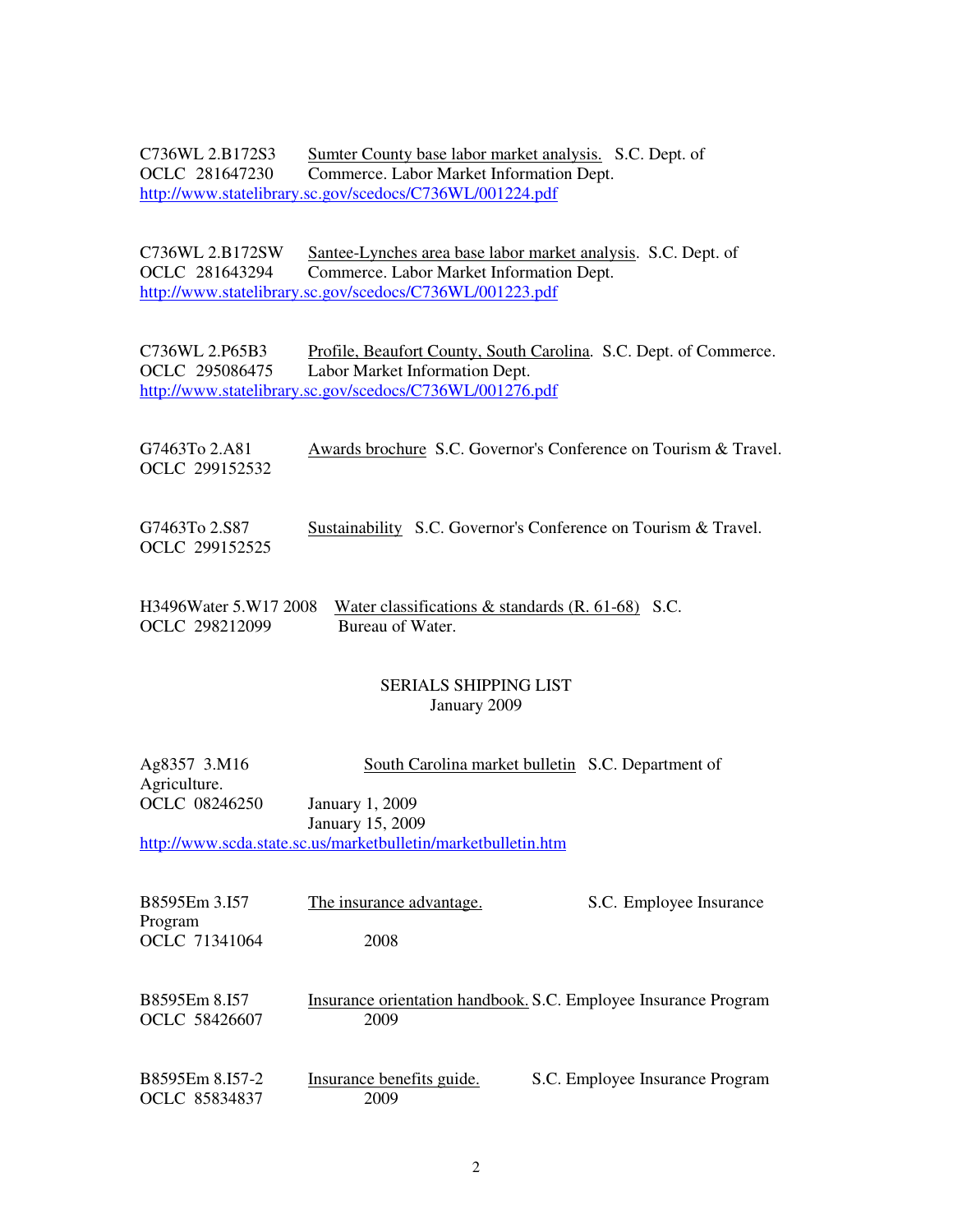C736WL 2.B172S3 Sumter County base labor market analysis. S.C. Dept. of
OCLC 281647230 Commerce. Labor Market Information Dept.
http://www.statelibrary.sc.gov/scedocs/C736WL/001224.pdf

C736WL 2.B172SW Santee-Lynches area base labor market analysis. S.C. Dept. of
OCLC 281643294 Commerce. Labor Market Information Dept.
http://www.statelibrary.sc.gov/scedocs/C736WL/001223.pdf

C736WL 2.P65B3 Profile, Beaufort County, South Carolina. S.C. Dept. of Commerce.
OCLC 295086475 Labor Market Information Dept.
http://www.statelibrary.sc.gov/scedocs/C736WL/001276.pdf

G7463To 2.A81 Awards brochure S.C. Governor's Conference on Tourism & Travel.
OCLC 299152532

G7463To 2.S87 Sustainability S.C. Governor's Conference on Tourism & Travel.
OCLC 299152525

H3496Water 5.W17 2008 Water classifications & standards (R. 61-68) S.C.
OCLC 298212099 Bureau of Water.

## SERIALS SHIPPING LIST
January 2009

Ag8357 3.M16 South Carolina market bulletin S.C. Department of
Agriculture.
OCLC 08246250 January 1, 2009
January 15, 2009
http://www.scda.state.sc.us/marketbulletin/marketbulletin.htm

B8595Em 3.I57 The insurance advantage. S.C. Employee Insurance
Program
OCLC 71341064 2008

B8595Em 8.I57 Insurance orientation handbook. S.C. Employee Insurance Program
OCLC 58426607 2009

B8595Em 8.I57-2 Insurance benefits guide. S.C. Employee Insurance Program
OCLC 85834837 2009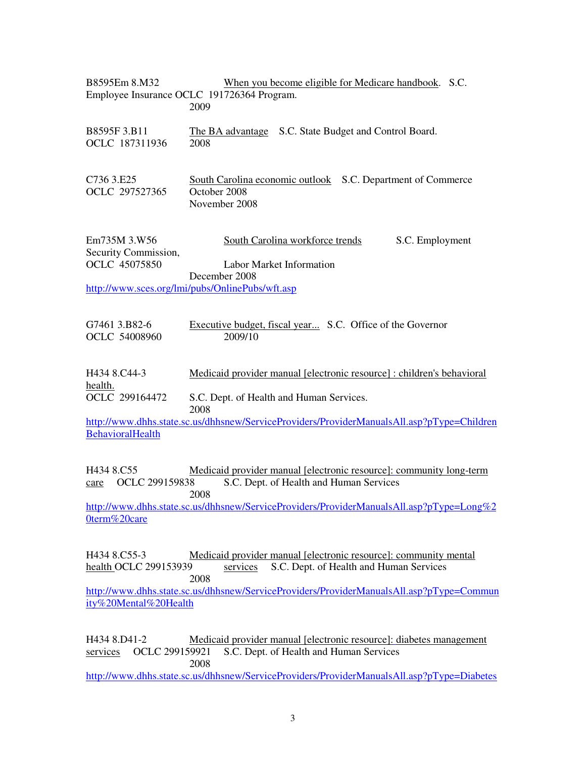B8595Em 8.M32 When you become eligible for Medicare handbook. S.C. Employee Insurance OCLC 191726364 Program.
2009

B8595F 3.B11 The BA advantage S.C. State Budget and Control Board.
OCLC 187311936 2008

C736 3.E25 South Carolina economic outlook S.C. Department of Commerce
OCLC 297527365 October 2008
November 2008

Em735M 3.W56 South Carolina workforce trends S.C. Employment Security Commission,
OCLC 45075850 Labor Market Information
December 2008
http://www.sces.org/lmi/pubs/OnlinePubs/wft.asp

G7461 3.B82-6 Executive budget, fiscal year... S.C. Office of the Governor
OCLC 54008960 2009/10

H434 8.C44-3 Medicaid provider manual [electronic resource] : children's behavioral health.
OCLC 299164472 S.C. Dept. of Health and Human Services.
2008
http://www.dhhs.state.sc.us/dhhsnew/ServiceProviders/ProviderManualsAll.asp?pType=ChildrenBehavioralHealth

H434 8.C55 Medicaid provider manual [electronic resource]: community long-term care OCLC 299159838 S.C. Dept. of Health and Human Services
2008
http://www.dhhs.state.sc.us/dhhsnew/ServiceProviders/ProviderManualsAll.asp?pType=Long%20term%20care

H434 8.C55-3 Medicaid provider manual [electronic resource]: community mental health OCLC 299153939 services S.C. Dept. of Health and Human Services
2008
http://www.dhhs.state.sc.us/dhhsnew/ServiceProviders/ProviderManualsAll.asp?pType=Community%20Mental%20Health

H434 8.D41-2 Medicaid provider manual [electronic resource]: diabetes management services OCLC 299159921 S.C. Dept. of Health and Human Services
2008
http://www.dhhs.state.sc.us/dhhsnew/ServiceProviders/ProviderManualsAll.asp?pType=Diabetes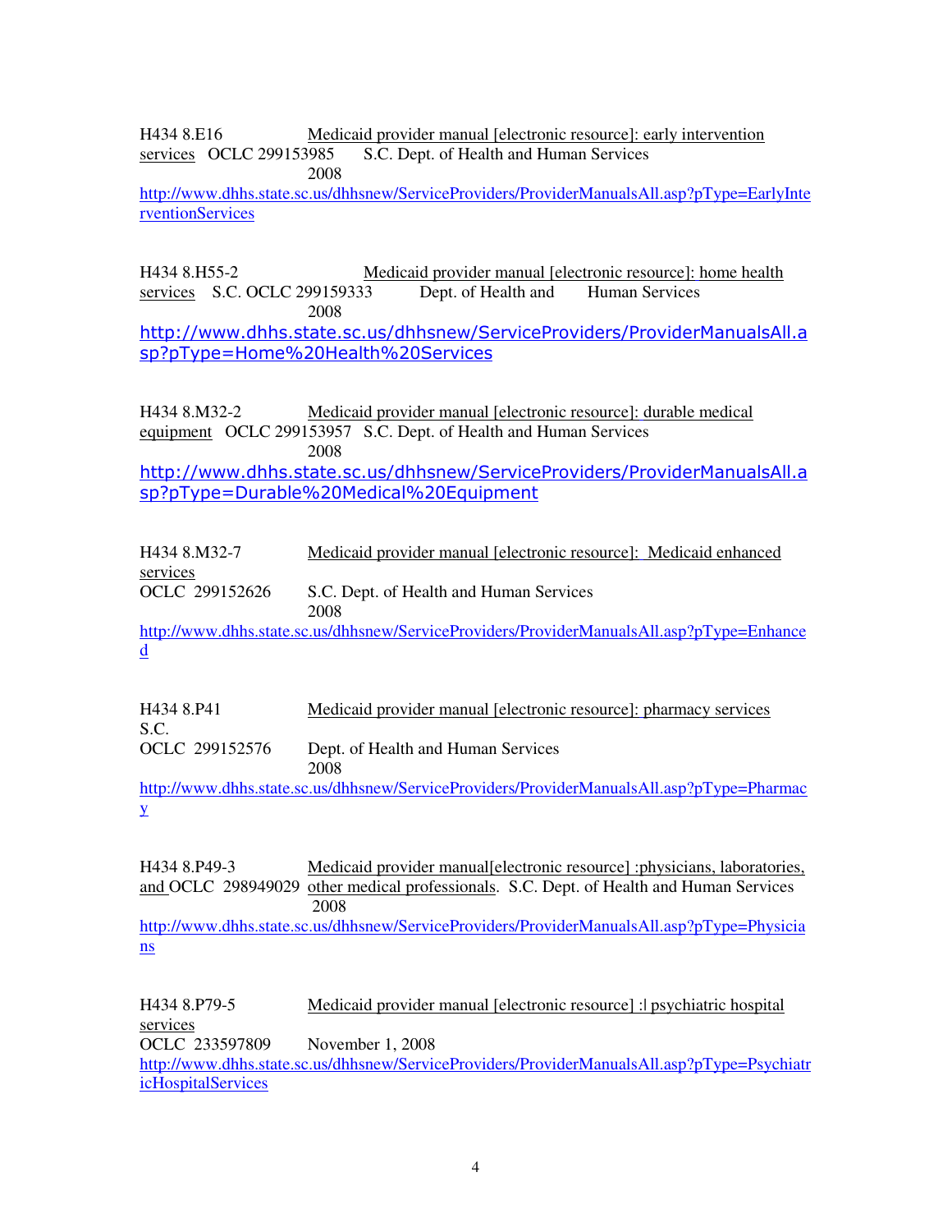H434 8.E16 Medicaid provider manual [electronic resource]: early intervention services OCLC 299153985 S.C. Dept. of Health and Human Services
2008
http://www.dhhs.state.sc.us/dhhsnew/ServiceProviders/ProviderManualsAll.asp?pType=EarlyInterventionServices

H434 8.H55-2 Medicaid provider manual [electronic resource]: home health services S.C. OCLC 299159333 Dept. of Health and Human Services
2008
http://www.dhhs.state.sc.us/dhhsnew/ServiceProviders/ProviderManualsAll.asp?pType=Home%20Health%20Services

H434 8.M32-2 Medicaid provider manual [electronic resource]: durable medical equipment OCLC 299153957 S.C. Dept. of Health and Human Services
2008
http://www.dhhs.state.sc.us/dhhsnew/ServiceProviders/ProviderManualsAll.asp?pType=Durable%20Medical%20Equipment

H434 8.M32-7 Medicaid provider manual [electronic resource]: Medicaid enhanced services
OCLC 299152626 S.C. Dept. of Health and Human Services
2008
http://www.dhhs.state.sc.us/dhhsnew/ServiceProviders/ProviderManualsAll.asp?pType=Enhanced

H434 8.P41 Medicaid provider manual [electronic resource]: pharmacy services
S.C.
OCLC 299152576 Dept. of Health and Human Services
2008
http://www.dhhs.state.sc.us/dhhsnew/ServiceProviders/ProviderManualsAll.asp?pType=Pharmacy

H434 8.P49-3 Medicaid provider manual[electronic resource] :physicians, laboratories, and OCLC 298949029 other medical professionals. S.C. Dept. of Health and Human Services
2008
http://www.dhhs.state.sc.us/dhhsnew/ServiceProviders/ProviderManualsAll.asp?pType=Physicians

H434 8.P79-5 Medicaid provider manual [electronic resource] :| psychiatric hospital services
OCLC 233597809 November 1, 2008
http://www.dhhs.state.sc.us/dhhsnew/ServiceProviders/ProviderManualsAll.asp?pType=PsychiatricHospitalServices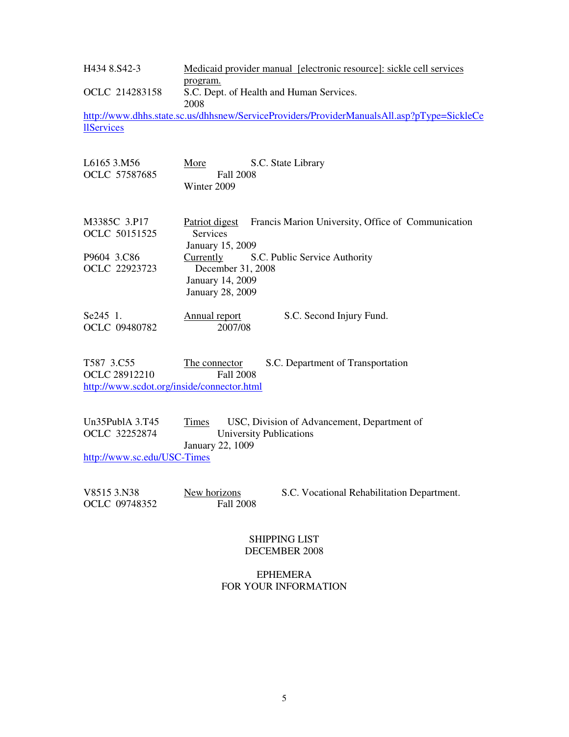H434 8.S42-3 — Medicaid provider manual [electronic resource]: sickle cell services program.
OCLC 214283158 — S.C. Dept. of Health and Human Services.
2008
http://www.dhhs.state.sc.us/dhhsnew/ServiceProviders/ProviderManualsAll.asp?pType=SickleCellServices

L6165 3.M56 — More — S.C. State Library
OCLC 57587685
Fall 2008
Winter 2009

M3385C 3.P17 — Patriot digest — Francis Marion University, Office of Communication Services
OCLC 50151525
January 15, 2009

P9604 3.C86 — Currently — S.C. Public Service Authority
OCLC 22923723
December 31, 2008
January 14, 2009
January 28, 2009

Se245 1. — Annual report — S.C. Second Injury Fund.
OCLC 09480782
2007/08

T587 3.C55 — The connector — S.C. Department of Transportation
OCLC 28912210
Fall 2008
http://www.scdot.org/inside/connector.html

Un35PublA 3.T45 — Times — USC, Division of Advancement, Department of University Publications
OCLC 32252874
January 22, 1009
http://www.sc.edu/USC-Times

V8515 3.N38 — New horizons — S.C. Vocational Rehabilitation Department.
OCLC 09748352
Fall 2008

SHIPPING LIST
DECEMBER 2008

EPHEMERA
FOR YOUR INFORMATION